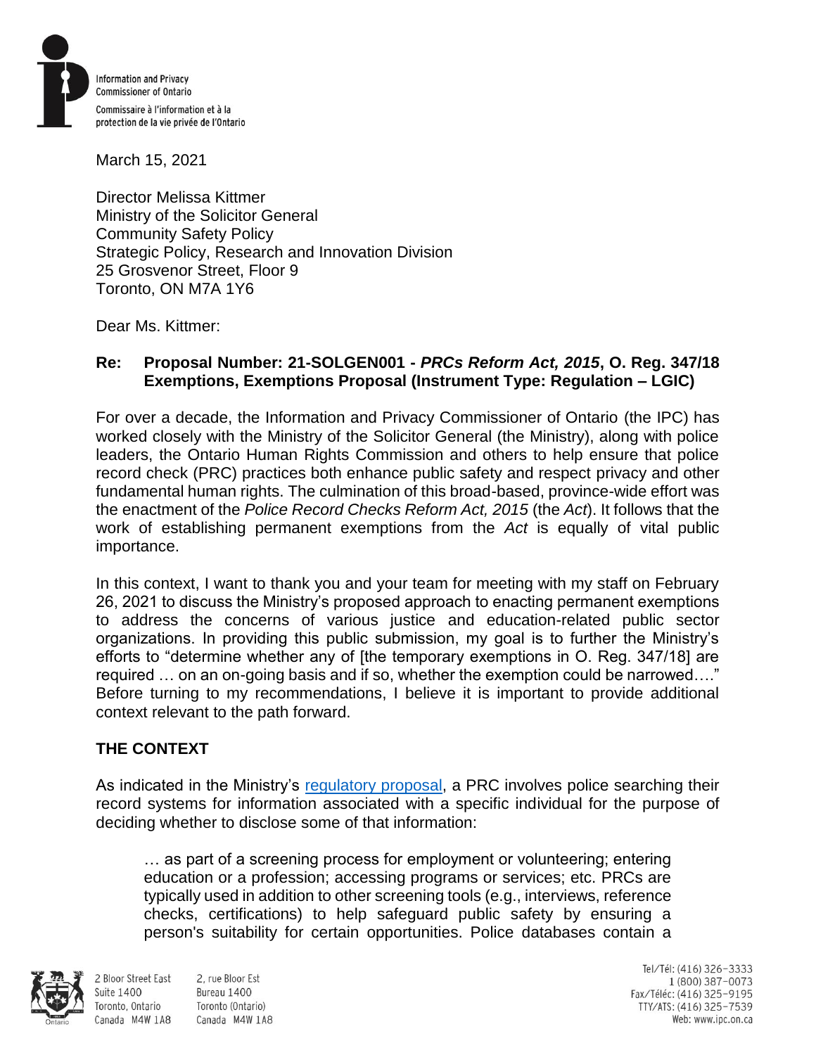Information and Privacy Commissioner of Ontario

Commissaire à l'information et à la protection de la vie privée de l'Ontario

March 15, 2021

Director Melissa Kittmer
Ministry of the Solicitor General
Community Safety Policy
Strategic Policy, Research and Innovation Division
25 Grosvenor Street, Floor 9
Toronto, ON M7A 1Y6

Dear Ms. Kittmer:

**Re: Proposal Number: 21-SOLGEN001 - *PRCs Reform Act, 2015*, O. Reg. 347/18 Exemptions, Exemptions Proposal (Instrument Type: Regulation – LGIC)**

For over a decade, the Information and Privacy Commissioner of Ontario (the IPC) has worked closely with the Ministry of the Solicitor General (the Ministry), along with police leaders, the Ontario Human Rights Commission and others to help ensure that police record check (PRC) practices both enhance public safety and respect privacy and other fundamental human rights. The culmination of this broad-based, province-wide effort was the enactment of the *Police Record Checks Reform Act, 2015* (the *Act*). It follows that the work of establishing permanent exemptions from the *Act* is equally of vital public importance.

In this context, I want to thank you and your team for meeting with my staff on February 26, 2021 to discuss the Ministry's proposed approach to enacting permanent exemptions to address the concerns of various justice and education-related public sector organizations. In providing this public submission, my goal is to further the Ministry's efforts to "determine whether any of [the temporary exemptions in O. Reg. 347/18] are required … on an on-going basis and if so, whether the exemption could be narrowed…." Before turning to my recommendations, I believe it is important to provide additional context relevant to the path forward.

## THE CONTEXT

As indicated in the Ministry's [regulatory proposal](), a PRC involves police searching their record systems for information associated with a specific individual for the purpose of deciding whether to disclose some of that information:

> … as part of a screening process for employment or volunteering; entering education or a profession; accessing programs or services; etc. PRCs are typically used in addition to other screening tools (e.g., interviews, reference checks, certifications) to help safeguard public safety by ensuring a person's suitability for certain opportunities. Police databases contain a

2 Bloor Street East, Suite 1400, Toronto, Ontario, Canada M4W 1A8
2, rue Bloor Est, Bureau 1400, Toronto (Ontario), Canada M4W 1A8

Tel/Tél: (416) 326-3333
1 (800) 387-0073
Fax/Téléc: (416) 325-9195
TTY/ATS: (416) 325-7539
Web: www.ipc.on.ca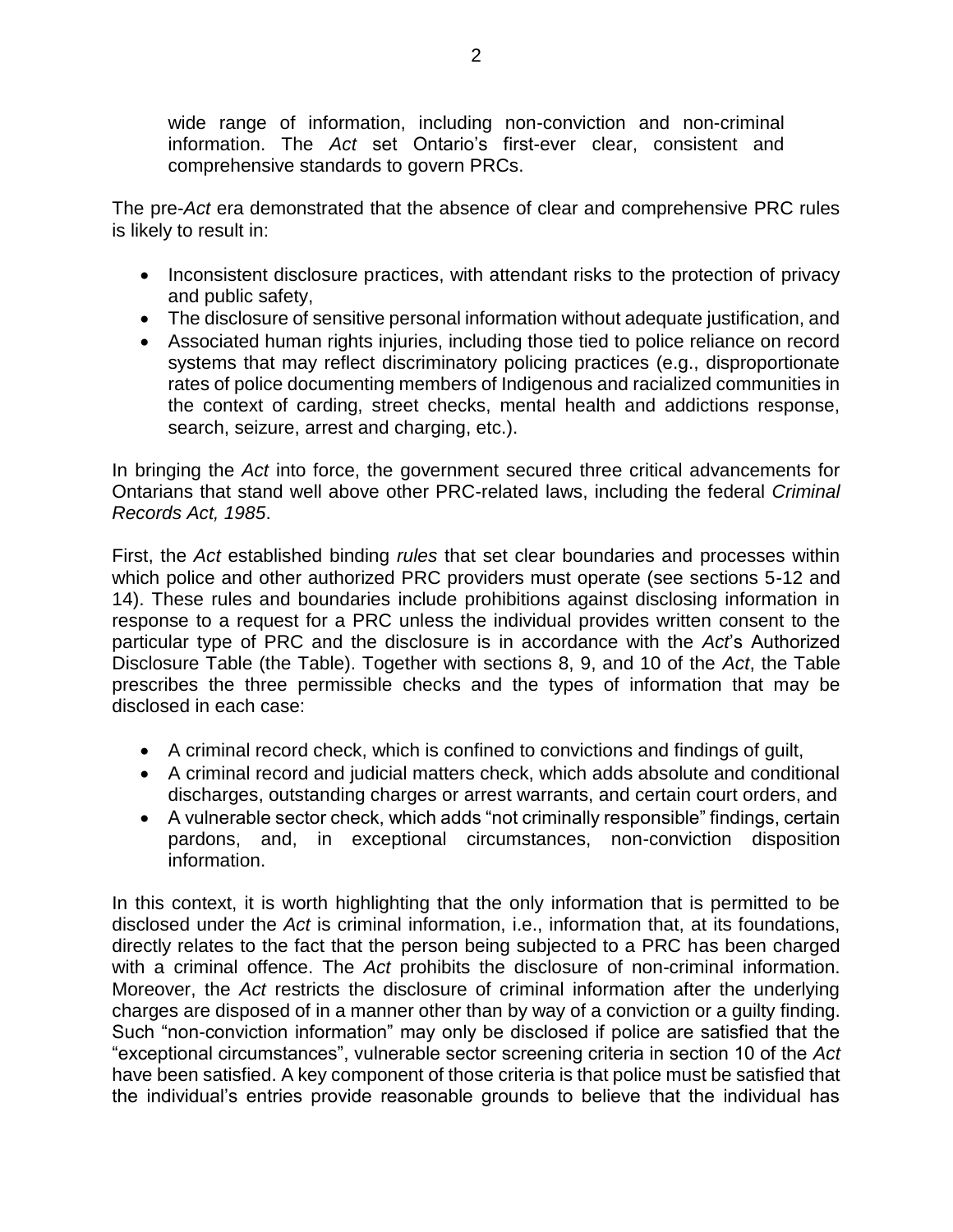wide range of information, including non-conviction and non-criminal information. The *Act* set Ontario's first-ever clear, consistent and comprehensive standards to govern PRCs.

The pre-*Act* era demonstrated that the absence of clear and comprehensive PRC rules is likely to result in:

- Inconsistent disclosure practices, with attendant risks to the protection of privacy and public safety,
- The disclosure of sensitive personal information without adequate justification, and
- Associated human rights injuries, including those tied to police reliance on record systems that may reflect discriminatory policing practices (e.g., disproportionate rates of police documenting members of Indigenous and racialized communities in the context of carding, street checks, mental health and addictions response, search, seizure, arrest and charging, etc.).

In bringing the *Act* into force, the government secured three critical advancements for Ontarians that stand well above other PRC-related laws, including the federal *Criminal Records Act, 1985*.

First, the *Act* established binding *rules* that set clear boundaries and processes within which police and other authorized PRC providers must operate (see sections 5-12 and 14). These rules and boundaries include prohibitions against disclosing information in response to a request for a PRC unless the individual provides written consent to the particular type of PRC and the disclosure is in accordance with the *Act*'s Authorized Disclosure Table (the Table). Together with sections 8, 9, and 10 of the *Act*, the Table prescribes the three permissible checks and the types of information that may be disclosed in each case:

- A criminal record check, which is confined to convictions and findings of guilt,
- A criminal record and judicial matters check, which adds absolute and conditional discharges, outstanding charges or arrest warrants, and certain court orders, and
- A vulnerable sector check, which adds "not criminally responsible" findings, certain pardons, and, in exceptional circumstances, non-conviction disposition information.

In this context, it is worth highlighting that the only information that is permitted to be disclosed under the *Act* is criminal information, i.e., information that, at its foundations, directly relates to the fact that the person being subjected to a PRC has been charged with a criminal offence. The *Act* prohibits the disclosure of non-criminal information. Moreover, the *Act* restricts the disclosure of criminal information after the underlying charges are disposed of in a manner other than by way of a conviction or a guilty finding. Such "non-conviction information" may only be disclosed if police are satisfied that the "exceptional circumstances", vulnerable sector screening criteria in section 10 of the *Act* have been satisfied. A key component of those criteria is that police must be satisfied that the individual's entries provide reasonable grounds to believe that the individual has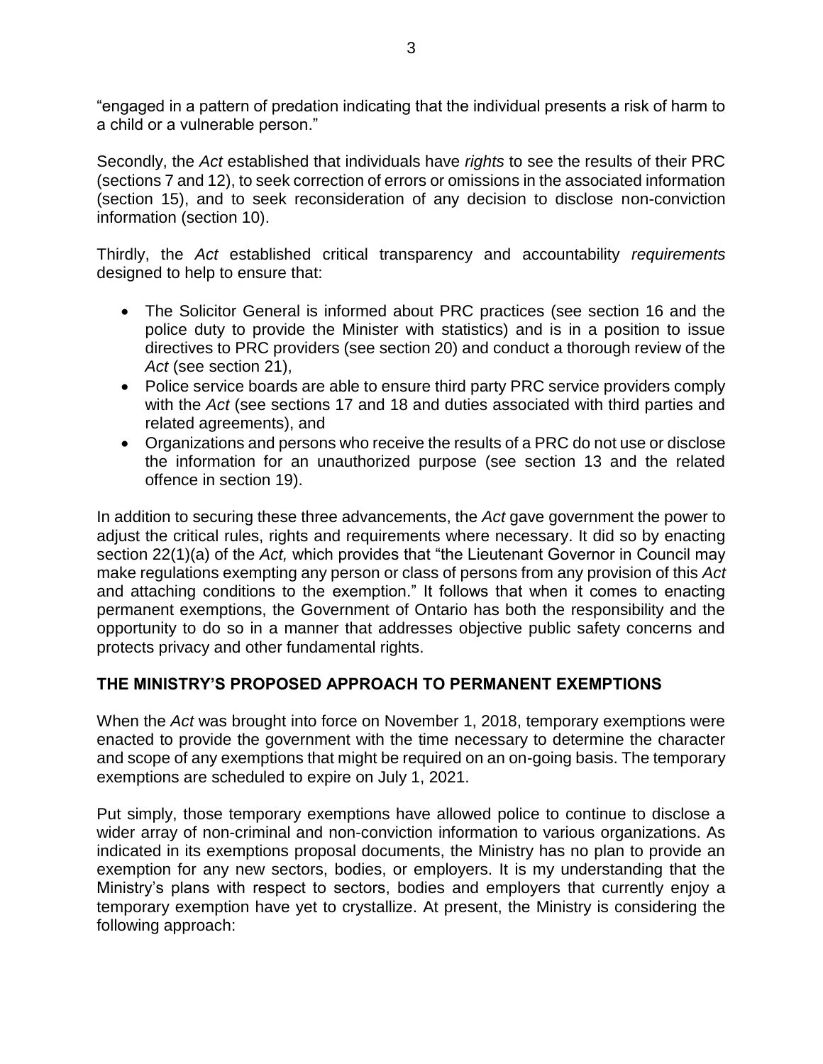"engaged in a pattern of predation indicating that the individual presents a risk of harm to a child or a vulnerable person."

Secondly, the *Act* established that individuals have *rights* to see the results of their PRC (sections 7 and 12), to seek correction of errors or omissions in the associated information (section 15), and to seek reconsideration of any decision to disclose non-conviction information (section 10).

Thirdly, the *Act* established critical transparency and accountability *requirements* designed to help to ensure that:

- The Solicitor General is informed about PRC practices (see section 16 and the police duty to provide the Minister with statistics) and is in a position to issue directives to PRC providers (see section 20) and conduct a thorough review of the *Act* (see section 21),
- Police service boards are able to ensure third party PRC service providers comply with the *Act* (see sections 17 and 18 and duties associated with third parties and related agreements), and
- Organizations and persons who receive the results of a PRC do not use or disclose the information for an unauthorized purpose (see section 13 and the related offence in section 19).

In addition to securing these three advancements, the *Act* gave government the power to adjust the critical rules, rights and requirements where necessary. It did so by enacting section 22(1)(a) of the *Act,* which provides that "the Lieutenant Governor in Council may make regulations exempting any person or class of persons from any provision of this *Act* and attaching conditions to the exemption." It follows that when it comes to enacting permanent exemptions, the Government of Ontario has both the responsibility and the opportunity to do so in a manner that addresses objective public safety concerns and protects privacy and other fundamental rights.

## THE MINISTRY'S PROPOSED APPROACH TO PERMANENT EXEMPTIONS

When the *Act* was brought into force on November 1, 2018, temporary exemptions were enacted to provide the government with the time necessary to determine the character and scope of any exemptions that might be required on an on-going basis. The temporary exemptions are scheduled to expire on July 1, 2021.

Put simply, those temporary exemptions have allowed police to continue to disclose a wider array of non-criminal and non-conviction information to various organizations. As indicated in its exemptions proposal documents, the Ministry has no plan to provide an exemption for any new sectors, bodies, or employers. It is my understanding that the Ministry's plans with respect to sectors, bodies and employers that currently enjoy a temporary exemption have yet to crystallize. At present, the Ministry is considering the following approach: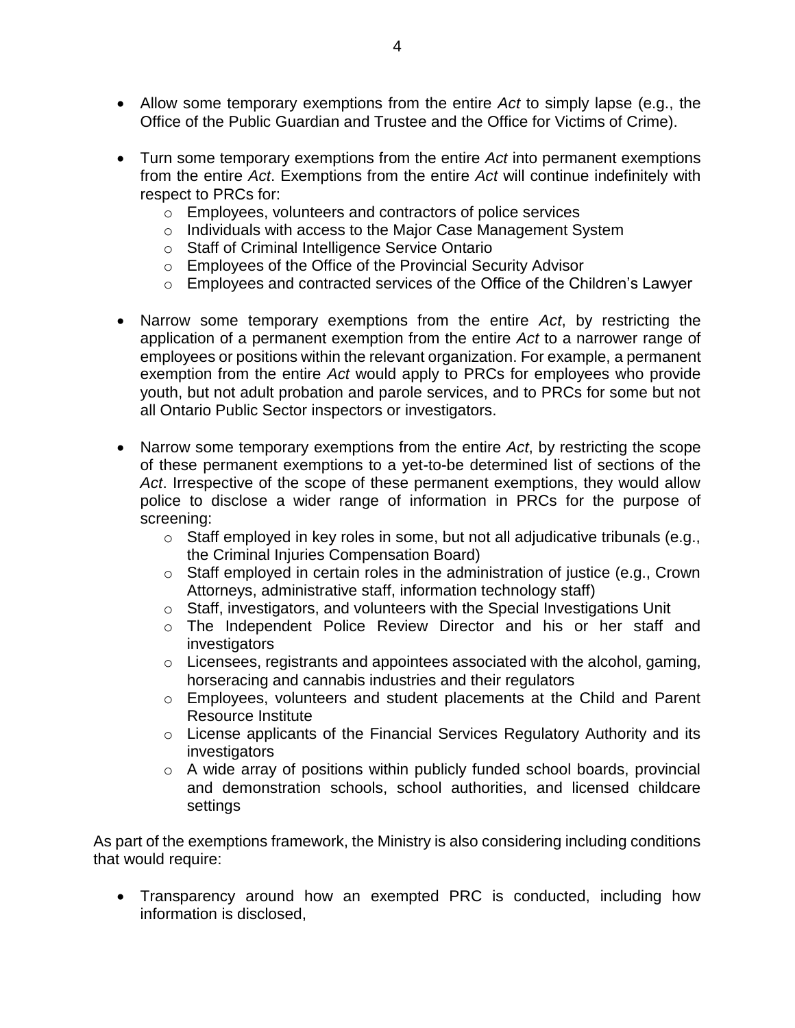- Allow some temporary exemptions from the entire *Act* to simply lapse (e.g., the Office of the Public Guardian and Trustee and the Office for Victims of Crime).

- Turn some temporary exemptions from the entire *Act* into permanent exemptions from the entire *Act*. Exemptions from the entire *Act* will continue indefinitely with respect to PRCs for:
  - Employees, volunteers and contractors of police services
  - Individuals with access to the Major Case Management System
  - Staff of Criminal Intelligence Service Ontario
  - Employees of the Office of the Provincial Security Advisor
  - Employees and contracted services of the Office of the Children's Lawyer

- Narrow some temporary exemptions from the entire *Act*, by restricting the application of a permanent exemption from the entire *Act* to a narrower range of employees or positions within the relevant organization. For example, a permanent exemption from the entire *Act* would apply to PRCs for employees who provide youth, but not adult probation and parole services, and to PRCs for some but not all Ontario Public Sector inspectors or investigators.

- Narrow some temporary exemptions from the entire *Act*, by restricting the scope of these permanent exemptions to a yet-to-be determined list of sections of the *Act*. Irrespective of the scope of these permanent exemptions, they would allow police to disclose a wider range of information in PRCs for the purpose of screening:
  - Staff employed in key roles in some, but not all adjudicative tribunals (e.g., the Criminal Injuries Compensation Board)
  - Staff employed in certain roles in the administration of justice (e.g., Crown Attorneys, administrative staff, information technology staff)
  - Staff, investigators, and volunteers with the Special Investigations Unit
  - The Independent Police Review Director and his or her staff and investigators
  - Licensees, registrants and appointees associated with the alcohol, gaming, horseracing and cannabis industries and their regulators
  - Employees, volunteers and student placements at the Child and Parent Resource Institute
  - License applicants of the Financial Services Regulatory Authority and its investigators
  - A wide array of positions within publicly funded school boards, provincial and demonstration schools, school authorities, and licensed childcare settings

As part of the exemptions framework, the Ministry is also considering including conditions that would require:

- Transparency around how an exempted PRC is conducted, including how information is disclosed,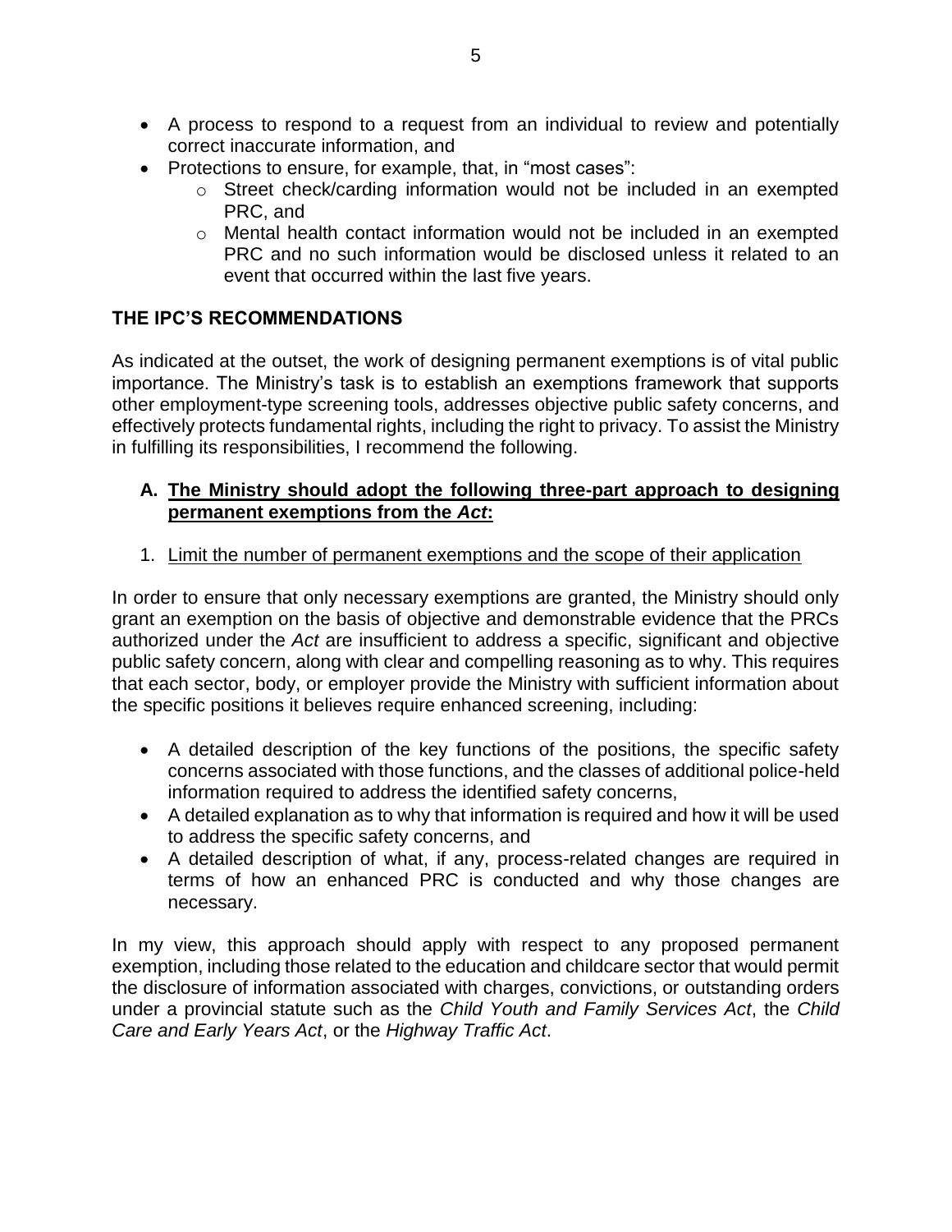- A process to respond to a request from an individual to review and potentially correct inaccurate information, and
- Protections to ensure, for example, that, in "most cases":
  - Street check/carding information would not be included in an exempted PRC, and
  - Mental health contact information would not be included in an exempted PRC and no such information would be disclosed unless it related to an event that occurred within the last five years.

## THE IPC'S RECOMMENDATIONS

As indicated at the outset, the work of designing permanent exemptions is of vital public importance. The Ministry's task is to establish an exemptions framework that supports other employment-type screening tools, addresses objective public safety concerns, and effectively protects fundamental rights, including the right to privacy. To assist the Ministry in fulfilling its responsibilities, I recommend the following.

### A. <u>The Ministry should adopt the following three-part approach to designing permanent exemptions from the *Act*:</u>

1. <u>Limit the number of permanent exemptions and the scope of their application</u>

In order to ensure that only necessary exemptions are granted, the Ministry should only grant an exemption on the basis of objective and demonstrable evidence that the PRCs authorized under the *Act* are insufficient to address a specific, significant and objective public safety concern, along with clear and compelling reasoning as to why. This requires that each sector, body, or employer provide the Ministry with sufficient information about the specific positions it believes require enhanced screening, including:

- A detailed description of the key functions of the positions, the specific safety concerns associated with those functions, and the classes of additional police-held information required to address the identified safety concerns,
- A detailed explanation as to why that information is required and how it will be used to address the specific safety concerns, and
- A detailed description of what, if any, process-related changes are required in terms of how an enhanced PRC is conducted and why those changes are necessary.

In my view, this approach should apply with respect to any proposed permanent exemption, including those related to the education and childcare sector that would permit the disclosure of information associated with charges, convictions, or outstanding orders under a provincial statute such as the *Child Youth and Family Services Act*, the *Child Care and Early Years Act*, or the *Highway Traffic Act*.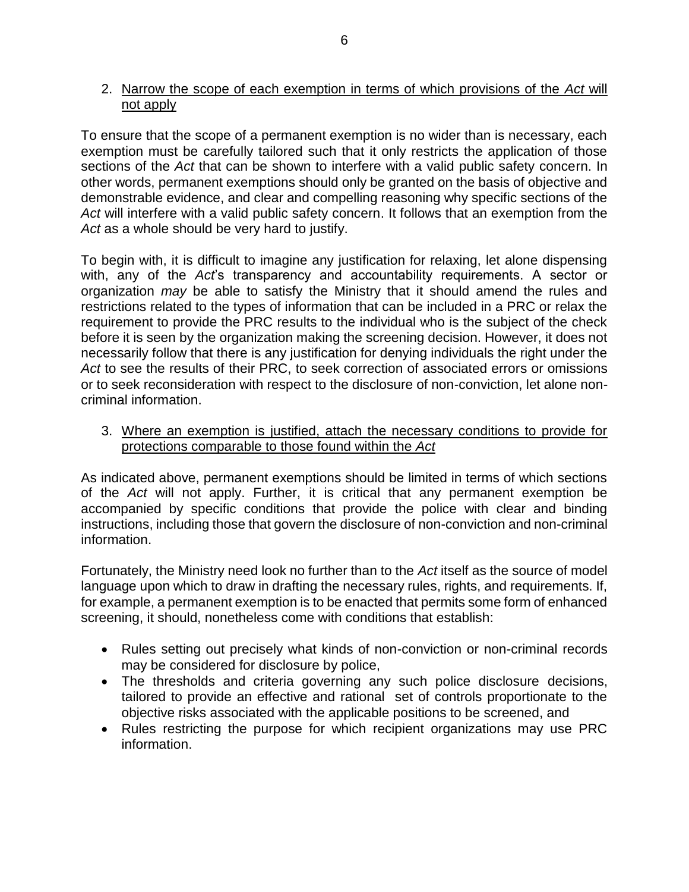2. Narrow the scope of each exemption in terms of which provisions of the *Act* will not apply

To ensure that the scope of a permanent exemption is no wider than is necessary, each exemption must be carefully tailored such that it only restricts the application of those sections of the *Act* that can be shown to interfere with a valid public safety concern. In other words, permanent exemptions should only be granted on the basis of objective and demonstrable evidence, and clear and compelling reasoning why specific sections of the *Act* will interfere with a valid public safety concern. It follows that an exemption from the *Act* as a whole should be very hard to justify.

To begin with, it is difficult to imagine any justification for relaxing, let alone dispensing with, any of the *Act*'s transparency and accountability requirements. A sector or organization *may* be able to satisfy the Ministry that it should amend the rules and restrictions related to the types of information that can be included in a PRC or relax the requirement to provide the PRC results to the individual who is the subject of the check before it is seen by the organization making the screening decision. However, it does not necessarily follow that there is any justification for denying individuals the right under the *Act* to see the results of their PRC, to seek correction of associated errors or omissions or to seek reconsideration with respect to the disclosure of non-conviction, let alone non-criminal information.

3. Where an exemption is justified, attach the necessary conditions to provide for protections comparable to those found within the *Act*

As indicated above, permanent exemptions should be limited in terms of which sections of the *Act* will not apply. Further, it is critical that any permanent exemption be accompanied by specific conditions that provide the police with clear and binding instructions, including those that govern the disclosure of non-conviction and non-criminal information.

Fortunately, the Ministry need look no further than to the *Act* itself as the source of model language upon which to draw in drafting the necessary rules, rights, and requirements. If, for example, a permanent exemption is to be enacted that permits some form of enhanced screening, it should, nonetheless come with conditions that establish:

- Rules setting out precisely what kinds of non-conviction or non-criminal records may be considered for disclosure by police,
- The thresholds and criteria governing any such police disclosure decisions, tailored to provide an effective and rational set of controls proportionate to the objective risks associated with the applicable positions to be screened, and
- Rules restricting the purpose for which recipient organizations may use PRC information.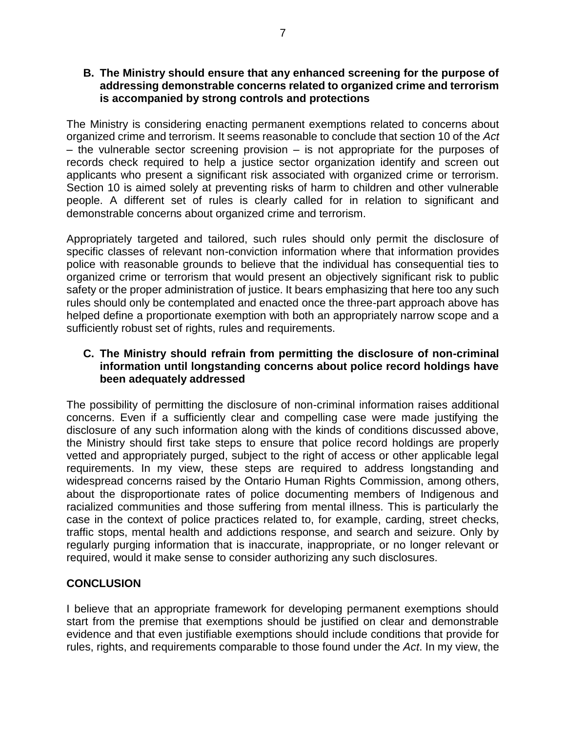### B. The Ministry should ensure that any enhanced screening for the purpose of addressing demonstrable concerns related to organized crime and terrorism is accompanied by strong controls and protections

The Ministry is considering enacting permanent exemptions related to concerns about organized crime and terrorism. It seems reasonable to conclude that section 10 of the *Act* – the vulnerable sector screening provision – is not appropriate for the purposes of records check required to help a justice sector organization identify and screen out applicants who present a significant risk associated with organized crime or terrorism. Section 10 is aimed solely at preventing risks of harm to children and other vulnerable people. A different set of rules is clearly called for in relation to significant and demonstrable concerns about organized crime and terrorism.

Appropriately targeted and tailored, such rules should only permit the disclosure of specific classes of relevant non-conviction information where that information provides police with reasonable grounds to believe that the individual has consequential ties to organized crime or terrorism that would present an objectively significant risk to public safety or the proper administration of justice. It bears emphasizing that here too any such rules should only be contemplated and enacted once the three-part approach above has helped define a proportionate exemption with both an appropriately narrow scope and a sufficiently robust set of rights, rules and requirements.

### C. The Ministry should refrain from permitting the disclosure of non-criminal information until longstanding concerns about police record holdings have been adequately addressed

The possibility of permitting the disclosure of non-criminal information raises additional concerns. Even if a sufficiently clear and compelling case were made justifying the disclosure of any such information along with the kinds of conditions discussed above, the Ministry should first take steps to ensure that police record holdings are properly vetted and appropriately purged, subject to the right of access or other applicable legal requirements. In my view, these steps are required to address longstanding and widespread concerns raised by the Ontario Human Rights Commission, among others, about the disproportionate rates of police documenting members of Indigenous and racialized communities and those suffering from mental illness. This is particularly the case in the context of police practices related to, for example, carding, street checks, traffic stops, mental health and addictions response, and search and seizure. Only by regularly purging information that is inaccurate, inappropriate, or no longer relevant or required, would it make sense to consider authorizing any such disclosures.

## CONCLUSION

I believe that an appropriate framework for developing permanent exemptions should start from the premise that exemptions should be justified on clear and demonstrable evidence and that even justifiable exemptions should include conditions that provide for rules, rights, and requirements comparable to those found under the *Act*. In my view, the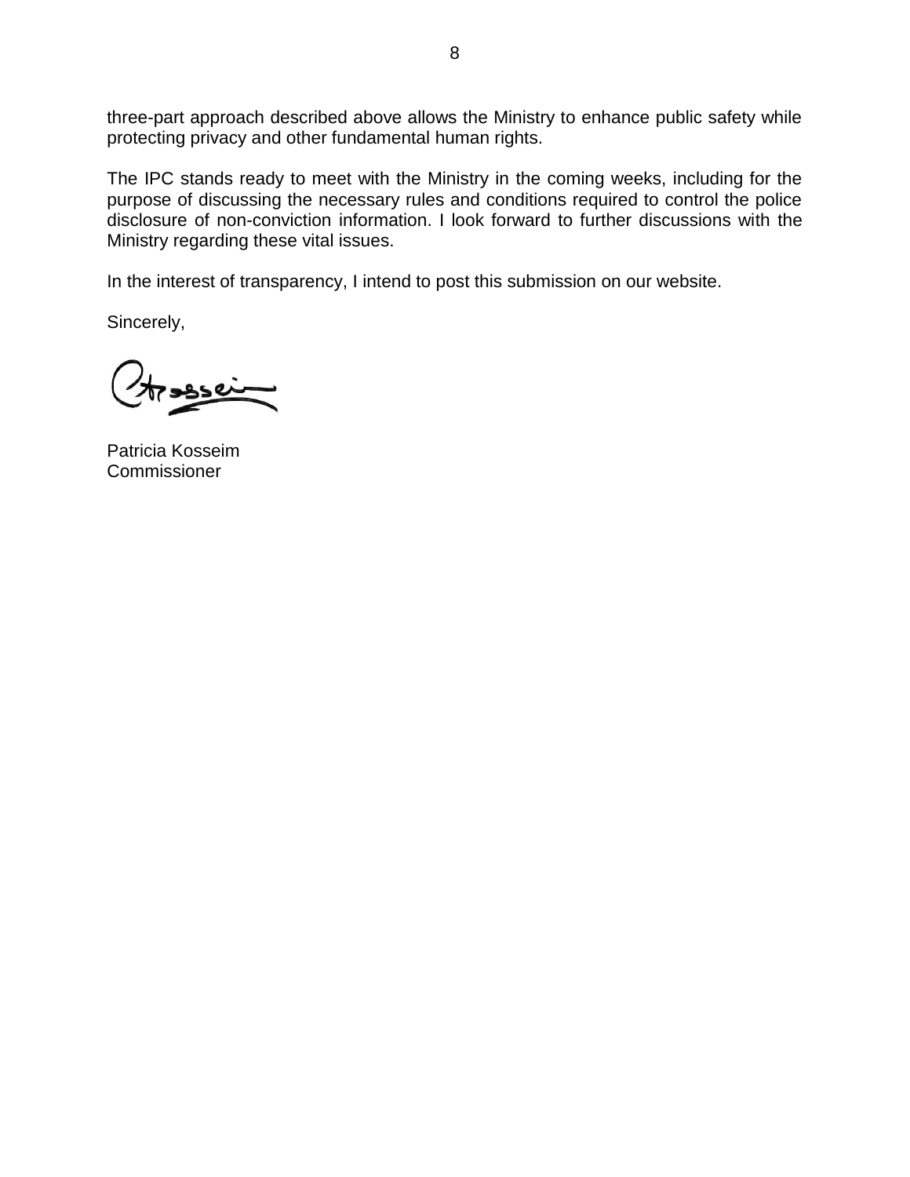three-part approach described above allows the Ministry to enhance public safety while protecting privacy and other fundamental human rights.

The IPC stands ready to meet with the Ministry in the coming weeks, including for the purpose of discussing the necessary rules and conditions required to control the police disclosure of non-conviction information. I look forward to further discussions with the Ministry regarding these vital issues.

In the interest of transparency, I intend to post this submission on our website.

Sincerely,

Patricia Kosseim
Commissioner